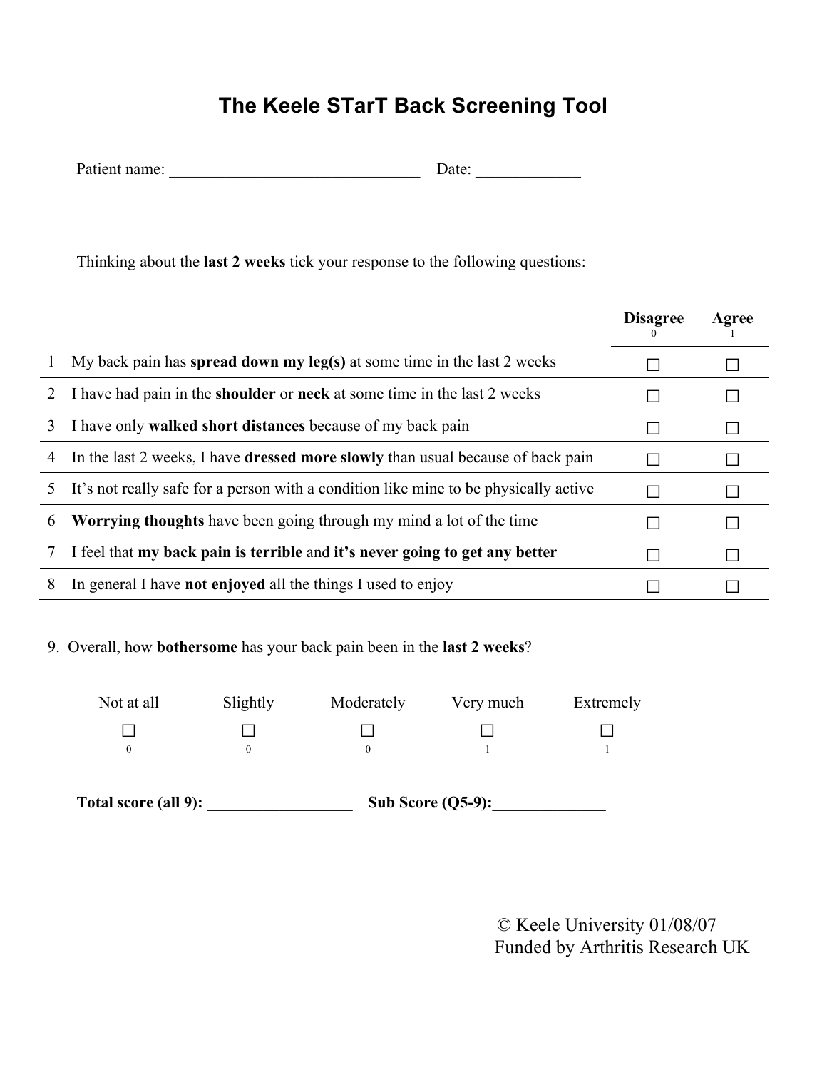# The Keele STarT Back Screening Tool

Patient name: _______________________________ Date: _____________

Thinking about the **last 2 weeks** tick your response to the following questions:

| | | Disagree<br>0 | Agree<br>1 |
|---|---|---|---|
| 1 | My back pain has **spread down my leg(s)** at some time in the last 2 weeks | ☐ | ☐ |
| 2 | I have had pain in the **shoulder** or **neck** at some time in the last 2 weeks | ☐ | ☐ |
| 3 | I have only **walked short distances** because of my back pain | ☐ | ☐ |
| 4 | In the last 2 weeks, I have **dressed more slowly** than usual because of back pain | ☐ | ☐ |
| 5 | It's not really safe for a person with a condition like mine to be physically active | ☐ | ☐ |
| 6 | **Worrying thoughts** have been going through my mind a lot of the time | ☐ | ☐ |
| 7 | I feel that **my back pain is terrible** and **it's never going to get any better** | ☐ | ☐ |
| 8 | In general I have **not enjoyed** all the things I used to enjoy | ☐ | ☐ |

9. Overall, how **bothersome** has your back pain been in the **last 2 weeks**?

| Not at all | Slightly | Moderately | Very much | Extremely |
|---|---|---|---|---|
| ☐<br>0 | ☐<br>0 | ☐<br>0 | ☐<br>1 | ☐<br>1 |

**Total score (all 9):** __________________ **Sub Score (Q5-9):**______________

© Keele University 01/08/07
Funded by Arthritis Research UK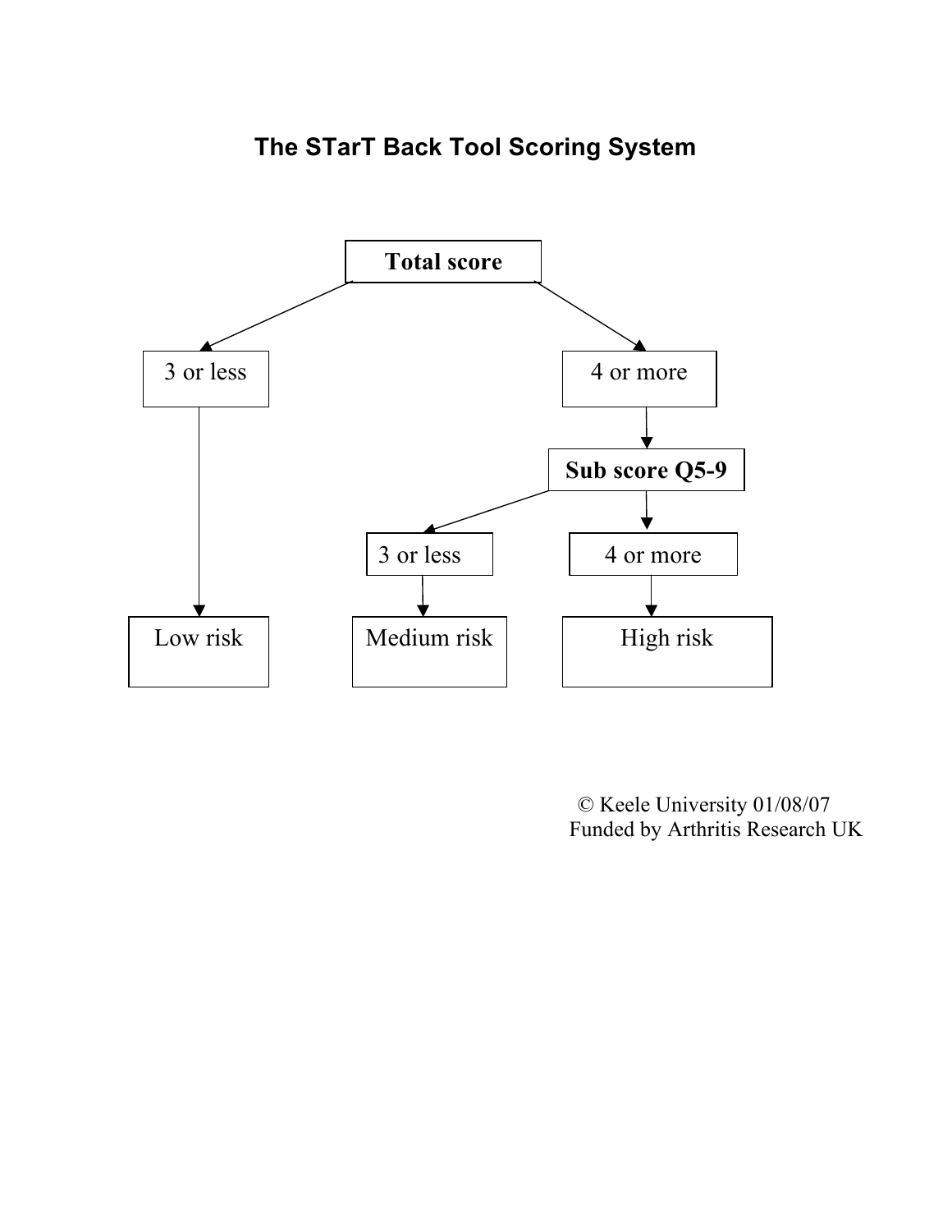# The STarT Back Tool Scoring System

**Total score**

3 or less

4 or more

**Sub score Q5-9**

3 or less

4 or more

Low risk

Medium risk

High risk

© Keele University 01/08/07
Funded by Arthritis Research UK